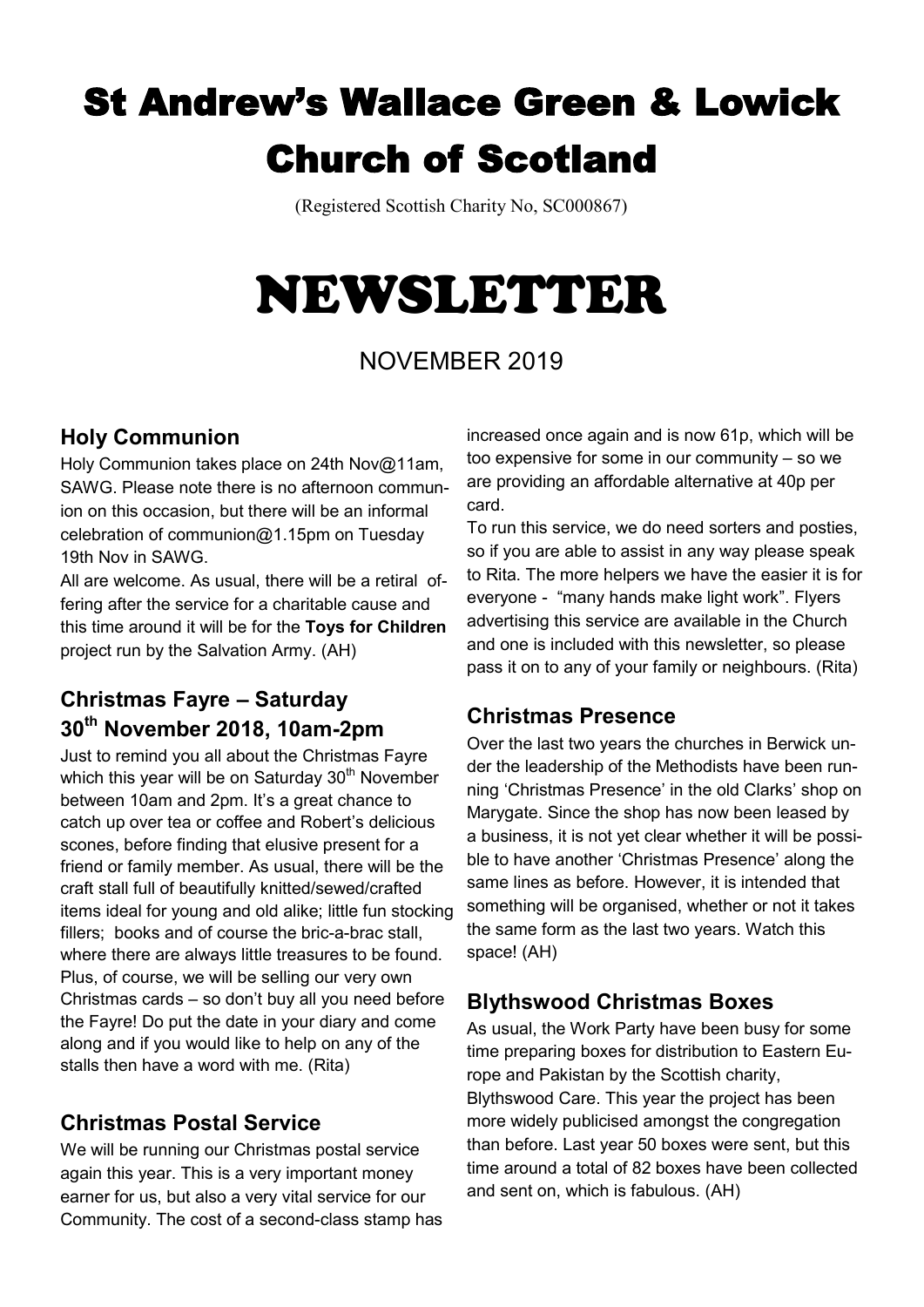# St Andrew's Wallace Green & Lowick Church of Scotland

(Registered Scottish Charity No, SC000867)

# NEWSLETTER

NOVEMBER 2019

## Holy Communion

Holy Communion takes place on 24th Nov@11am, SAWG. Please note there is no afternoon communion on this occasion, but there will be an informal celebration of communion@1.15pm on Tuesday 19th Nov in SAWG.

All are welcome. As usual, there will be a retiral offering after the service for a charitable cause and this time around it will be for the **Toys for Children** project run by the Salvation Army. (AH)

## Christmas Fayre – Saturday 30th November 2018, 10am-2pm

Just to remind you all about the Christmas Fayre which this year will be on Saturday 30th November between 10am and 2pm. It's a great chance to catch up over tea or coffee and Robert's delicious scones, before finding that elusive present for a friend or family member. As usual, there will be the craft stall full of beautifully knitted/sewed/crafted items ideal for young and old alike; little fun stocking fillers; books and of course the bric-a-brac stall, where there are always little treasures to be found. Plus, of course, we will be selling our very own Christmas cards – so don't buy all you need before the Fayre! Do put the date in your diary and come along and if you would like to help on any of the stalls then have a word with me. (Rita)

## Christmas Postal Service

We will be running our Christmas postal service again this year. This is a very important money earner for us, but also a very vital service for our Community. The cost of a second-class stamp has increased once again and is now 61p, which will be too expensive for some in our community – so we are providing an affordable alternative at 40p per card.

To run this service, we do need sorters and posties, so if you are able to assist in any way please speak to Rita. The more helpers we have the easier it is for everyone - "many hands make light work". Flyers advertising this service are available in the Church and one is included with this newsletter, so please pass it on to any of your family or neighbours. (Rita)

## Christmas Presence

Over the last two years the churches in Berwick under the leadership of the Methodists have been running 'Christmas Presence' in the old Clarks' shop on Marygate. Since the shop has now been leased by a business, it is not yet clear whether it will be possible to have another 'Christmas Presence' along the same lines as before. However, it is intended that something will be organised, whether or not it takes the same form as the last two years. Watch this space! (AH)

## Blythswood Christmas Boxes

As usual, the Work Party have been busy for some time preparing boxes for distribution to Eastern Europe and Pakistan by the Scottish charity, Blythswood Care. This year the project has been more widely publicised amongst the congregation than before. Last year 50 boxes were sent, but this time around a total of 82 boxes have been collected and sent on, which is fabulous. (AH)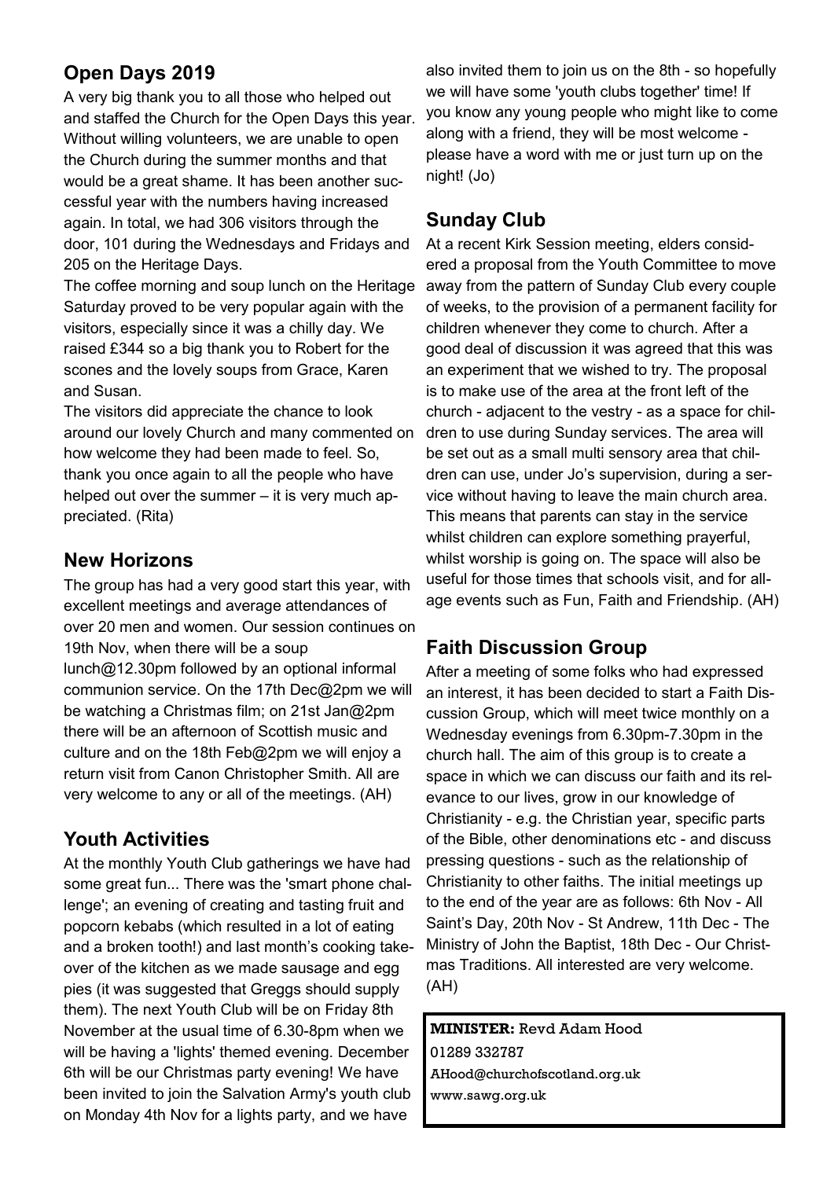## Open Days 2019

A very big thank you to all those who helped out and staffed the Church for the Open Days this year. Without willing volunteers, we are unable to open the Church during the summer months and that would be a great shame. It has been another successful year with the numbers having increased again. In total, we had 306 visitors through the door, 101 during the Wednesdays and Fridays and 205 on the Heritage Days.

The coffee morning and soup lunch on the Heritage Saturday proved to be very popular again with the visitors, especially since it was a chilly day. We raised £344 so a big thank you to Robert for the scones and the lovely soups from Grace, Karen and Susan.

The visitors did appreciate the chance to look around our lovely Church and many commented on how welcome they had been made to feel. So, thank you once again to all the people who have helped out over the summer – it is very much appreciated. (Rita)

## New Horizons

The group has had a very good start this year, with excellent meetings and average attendances of over 20 men and women. Our session continues on 19th Nov, when there will be a soup lunch@12.30pm followed by an optional informal communion service. On the 17th Dec@2pm we will be watching a Christmas film; on 21st Jan@2pm there will be an afternoon of Scottish music and culture and on the 18th Feb@2pm we will enjoy a return visit from Canon Christopher Smith. All are very welcome to any or all of the meetings. (AH)

## Youth Activities

At the monthly Youth Club gatherings we have had some great fun... There was the 'smart phone challenge'; an evening of creating and tasting fruit and popcorn kebabs (which resulted in a lot of eating and a broken tooth!) and last month's cooking takeover of the kitchen as we made sausage and egg pies (it was suggested that Greggs should supply them). The next Youth Club will be on Friday 8th November at the usual time of 6.30-8pm when we will be having a 'lights' themed evening. December 6th will be our Christmas party evening! We have been invited to join the Salvation Army's youth club on Monday 4th Nov for a lights party, and we have also invited them to join us on the 8th - so hopefully we will have some 'youth clubs together' time! If you know any young people who might like to come along with a friend, they will be most welcome - please have a word with me or just turn up on the night! (Jo)

## Sunday Club

At a recent Kirk Session meeting, elders considered a proposal from the Youth Committee to move away from the pattern of Sunday Club every couple of weeks, to the provision of a permanent facility for children whenever they come to church. After a good deal of discussion it was agreed that this was an experiment that we wished to try. The proposal is to make use of the area at the front left of the church - adjacent to the vestry - as a space for children to use during Sunday services. The area will be set out as a small multi sensory area that children can use, under Jo's supervision, during a service without having to leave the main church area. This means that parents can stay in the service whilst children can explore something prayerful, whilst worship is going on. The space will also be useful for those times that schools visit, and for all-age events such as Fun, Faith and Friendship. (AH)

## Faith Discussion Group

After a meeting of some folks who had expressed an interest, it has been decided to start a Faith Discussion Group, which will meet twice monthly on a Wednesday evenings from 6.30pm-7.30pm in the church hall. The aim of this group is to create a space in which we can discuss our faith and its relevance to our lives, grow in our knowledge of Christianity - e.g. the Christian year, specific parts of the Bible, other denominations etc - and discuss pressing questions - such as the relationship of Christianity to other faiths. The initial meetings up to the end of the year are as follows: 6th Nov - All Saint's Day, 20th Nov - St Andrew, 11th Dec - The Ministry of John the Baptist, 18th Dec - Our Christmas Traditions. All interested are very welcome. (AH)

**MINISTER:** Revd Adam Hood
01289 332787
AHood@churchofscotland.org.uk
www.sawg.org.uk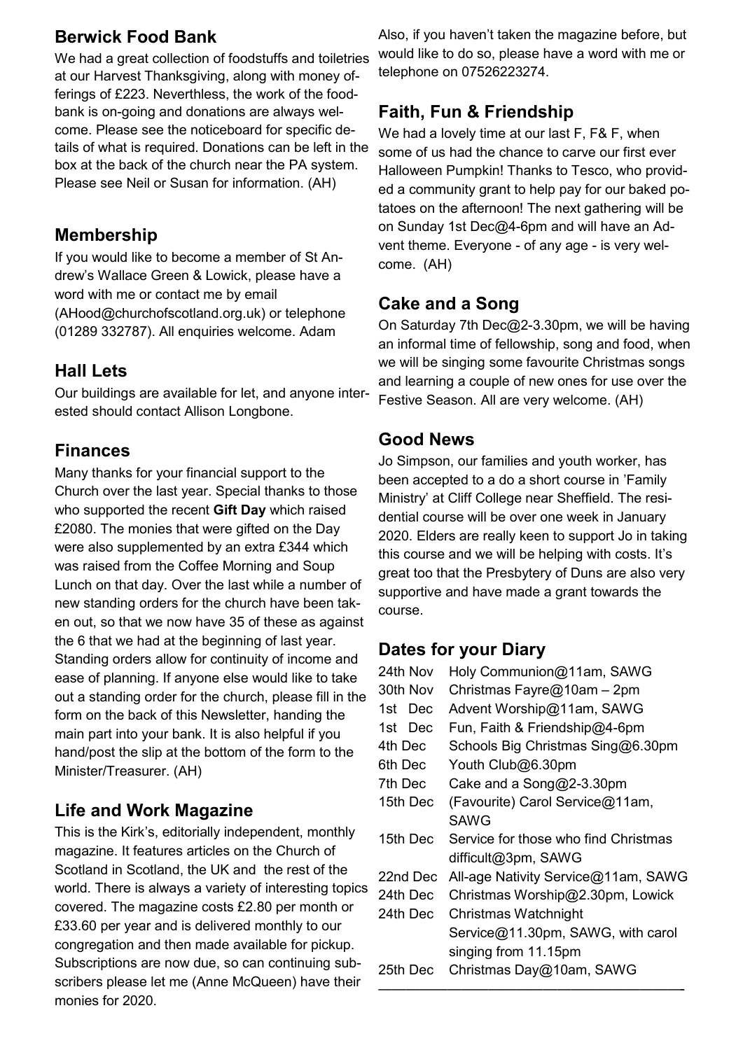## Berwick Food Bank

We had a great collection of foodstuffs and toiletries at our Harvest Thanksgiving, along with money offerings of £223. Neverthless, the work of the foodbank is on-going and donations are always welcome. Please see the noticeboard for specific details of what is required. Donations can be left in the box at the back of the church near the PA system. Please see Neil or Susan for information. (AH)

## Membership

If you would like to become a member of St Andrew's Wallace Green & Lowick, please have a word with me or contact me by email (AHood@churchofscotland.org.uk) or telephone (01289 332787). All enquiries welcome. Adam

## Hall Lets

Our buildings are available for let, and anyone interested should contact Allison Longbone.

## Finances

Many thanks for your financial support to the Church over the last year. Special thanks to those who supported the recent **Gift Day** which raised £2080. The monies that were gifted on the Day were also supplemented by an extra £344 which was raised from the Coffee Morning and Soup Lunch on that day. Over the last while a number of new standing orders for the church have been taken out, so that we now have 35 of these as against the 6 that we had at the beginning of last year. Standing orders allow for continuity of income and ease of planning. If anyone else would like to take out a standing order for the church, please fill in the form on the back of this Newsletter, handing the main part into your bank. It is also helpful if you hand/post the slip at the bottom of the form to the Minister/Treasurer. (AH)

## Life and Work Magazine

This is the Kirk's, editorially independent, monthly magazine. It features articles on the Church of Scotland in Scotland, the UK and the rest of the world. There is always a variety of interesting topics covered. The magazine costs £2.80 per month or £33.60 per year and is delivered monthly to our congregation and then made available for pickup. Subscriptions are now due, so can continuing subscribers please let me (Anne McQueen) have their monies for 2020.

Also, if you haven't taken the magazine before, but would like to do so, please have a word with me or telephone on 07526223274.

## Faith, Fun & Friendship

We had a lovely time at our last F, F& F, when some of us had the chance to carve our first ever Halloween Pumpkin! Thanks to Tesco, who provided a community grant to help pay for our baked potatoes on the afternoon! The next gathering will be on Sunday 1st Dec@4-6pm and will have an Advent theme. Everyone - of any age - is very welcome. (AH)

## Cake and a Song

On Saturday 7th Dec@2-3.30pm, we will be having an informal time of fellowship, song and food, when we will be singing some favourite Christmas songs and learning a couple of new ones for use over the Festive Season. All are very welcome. (AH)

## Good News

Jo Simpson, our families and youth worker, has been accepted to a do a short course in 'Family Ministry' at Cliff College near Sheffield. The residential course will be over one week in January 2020. Elders are really keen to support Jo in taking this course and we will be helping with costs. It's great too that the Presbytery of Duns are also very supportive and have made a grant towards the course.

## Dates for your Diary

| | |
|---|---|
| 24th Nov | Holy Communion@11am, SAWG |
| 30th Nov | Christmas Fayre@10am – 2pm |
| 1st Dec | Advent Worship@11am, SAWG |
| 1st Dec | Fun, Faith & Friendship@4-6pm |
| 4th Dec | Schools Big Christmas Sing@6.30pm |
| 6th Dec | Youth Club@6.30pm |
| 7th Dec | Cake and a Song@2-3.30pm |
| 15th Dec | (Favourite) Carol Service@11am, SAWG |
| 15th Dec | Service for those who find Christmas difficult@3pm, SAWG |
| 22nd Dec | All-age Nativity Service@11am, SAWG |
| 24th Dec | Christmas Worship@2.30pm, Lowick |
| 24th Dec | Christmas Watchnight Service@11.30pm, SAWG, with carol singing from 11.15pm |
| 25th Dec | Christmas Day@10am, SAWG |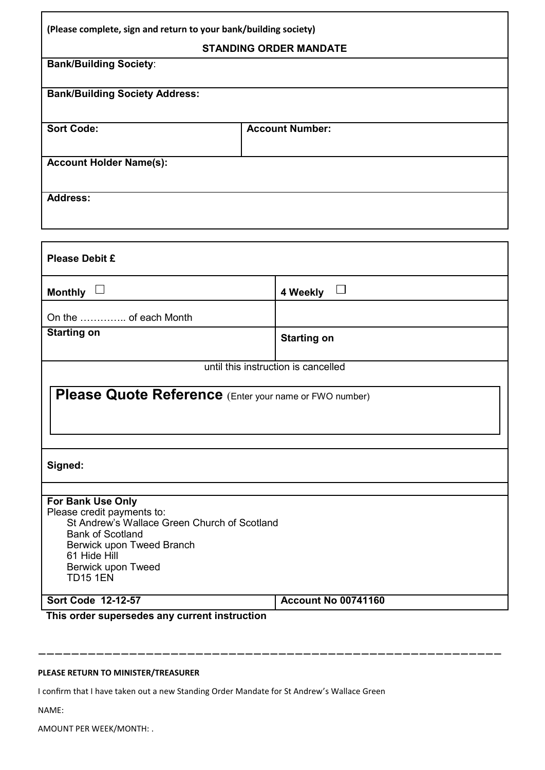(Please complete, sign and return to your bank/building society)

## STANDING ORDER MANDATE

| | |
|---|---|
| **Bank/Building Society**: | |
| **Bank/Building Society Address:** | |
| **Sort Code:** | **Account Number:** |
| **Account Holder Name(s):** | |
| **Address:** | |

| | |
|---|---|
| **Please Debit £** | |
| **Monthly** ☐ | **4 Weekly** ☐ |
| On the ………….. of each Month | |
| **Starting on** | **Starting on** |
| until this instruction is cancelled | |

**Please Quote Reference** (Enter your name or FWO number)

**Signed:**

**For Bank Use Only**
Please credit payments to:
St Andrew's Wallace Green Church of Scotland
Bank of Scotland
Berwick upon Tweed Branch
61 Hide Hill
Berwick upon Tweed
TD15 1EN

| | |
|---|---|
| **Sort Code 12-12-57** | **Account No 00741160** |

**This order supersedes any current instruction**

---

**PLEASE RETURN TO MINISTER/TREASURER**

I confirm that I have taken out a new Standing Order Mandate for St Andrew's Wallace Green

NAME:

AMOUNT PER WEEK/MONTH: .